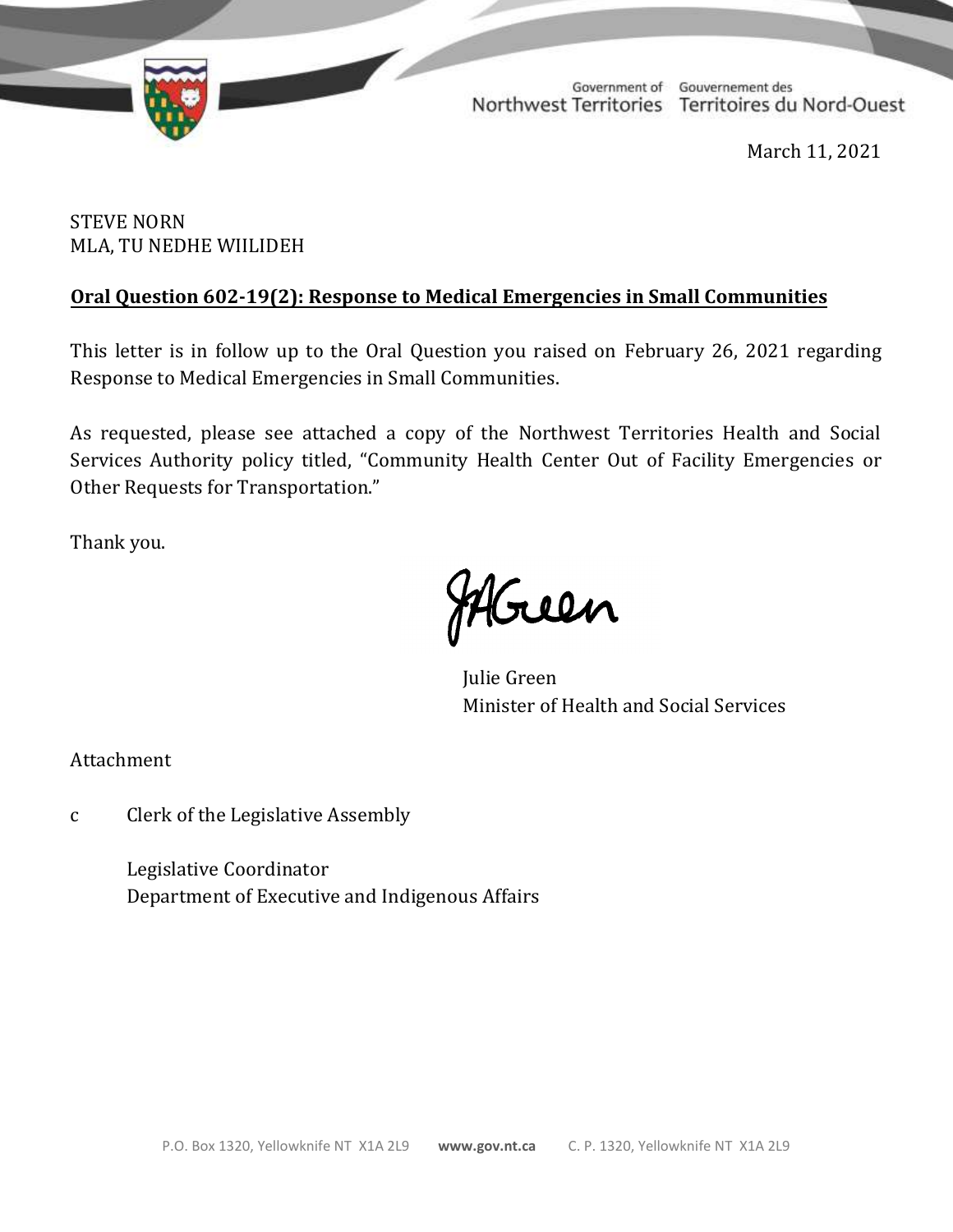Government of Northwest Territories
Gouvernement des Territoires du Nord-Ouest

March 11, 2021

STEVE NORN
MLA, TU NEDHE WIILIDEH

**Oral Question 602-19(2): Response to Medical Emergencies in Small Communities**

This letter is in follow up to the Oral Question you raised on February 26, 2021 regarding Response to Medical Emergencies in Small Communities.

As requested, please see attached a copy of the Northwest Territories Health and Social Services Authority policy titled, "Community Health Center Out of Facility Emergencies or Other Requests for Transportation."

Thank you.

Julie Green
Minister of Health and Social Services

Attachment

c Clerk of the Legislative Assembly

Legislative Coordinator
Department of Executive and Indigenous Affairs

P.O. Box 1320, Yellowknife NT X1A 2L9 **www.gov.nt.ca** C. P. 1320, Yellowknife NT X1A 2L9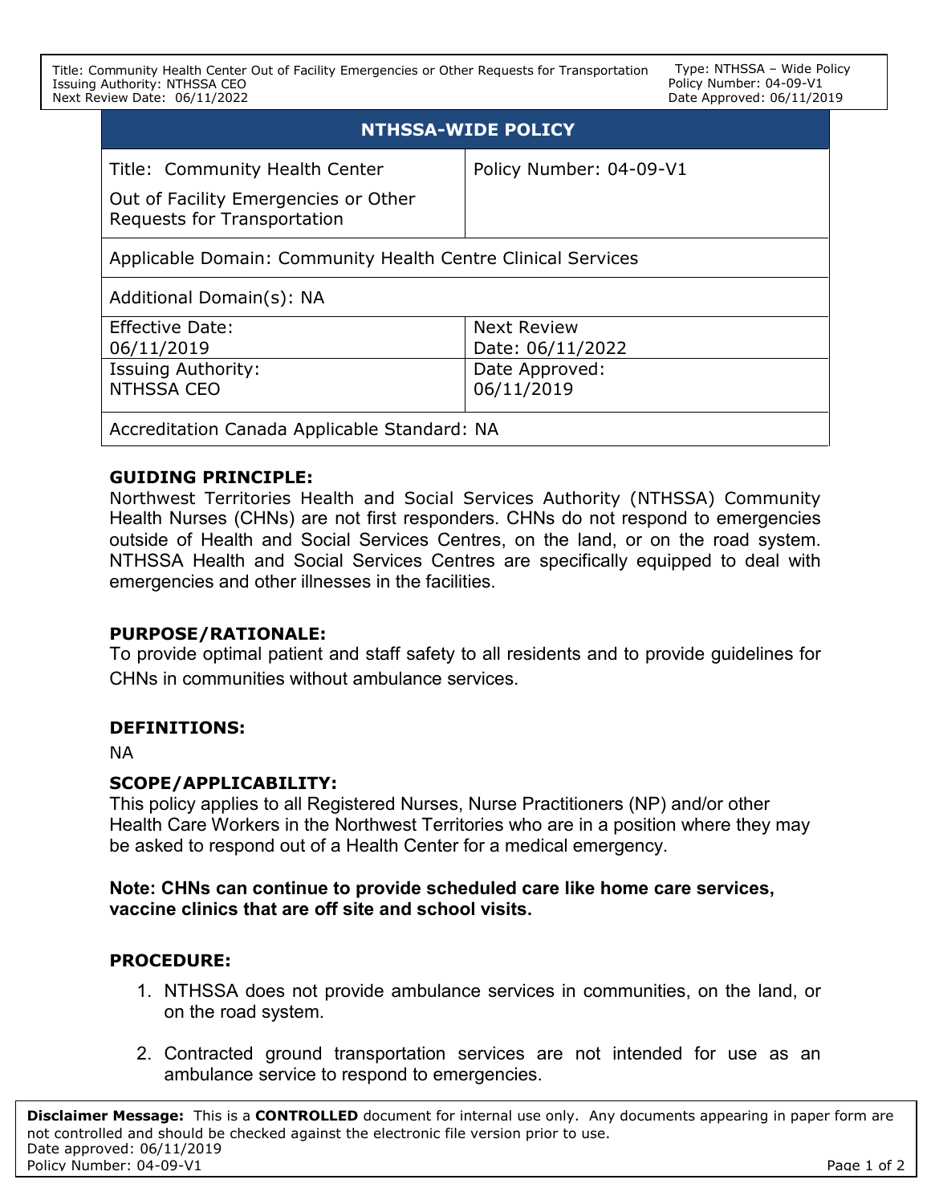## NTHSSA-WIDE POLICY

| Title: Community Health Center Out of Facility Emergencies or Other Requests for Transportation | Policy Number: 04-09-V1 |
|---|---|
| Applicable Domain: Community Health Centre Clinical Services | |
| Additional Domain(s): NA | |
| Effective Date: 06/11/2019 | Next Review Date: 06/11/2022 |
| Issuing Authority: NTHSSA CEO | Date Approved: 06/11/2019 |
| Accreditation Canada Applicable Standard: NA | |

**GUIDING PRINCIPLE:**
Northwest Territories Health and Social Services Authority (NTHSSA) Community Health Nurses (CHNs) are not first responders. CHNs do not respond to emergencies outside of Health and Social Services Centres, on the land, or on the road system. NTHSSA Health and Social Services Centres are specifically equipped to deal with emergencies and other illnesses in the facilities.

**PURPOSE/RATIONALE:**
To provide optimal patient and staff safety to all residents and to provide guidelines for CHNs in communities without ambulance services.

**DEFINITIONS:**

NA

**SCOPE/APPLICABILITY:**
This policy applies to all Registered Nurses, Nurse Practitioners (NP) and/or other Health Care Workers in the Northwest Territories who are in a position where they may be asked to respond out of a Health Center for a medical emergency.

**Note: CHNs can continue to provide scheduled care like home care services, vaccine clinics that are off site and school visits.**

**PROCEDURE:**

1. NTHSSA does not provide ambulance services in communities, on the land, or on the road system.
2. Contracted ground transportation services are not intended for use as an ambulance service to respond to emergencies.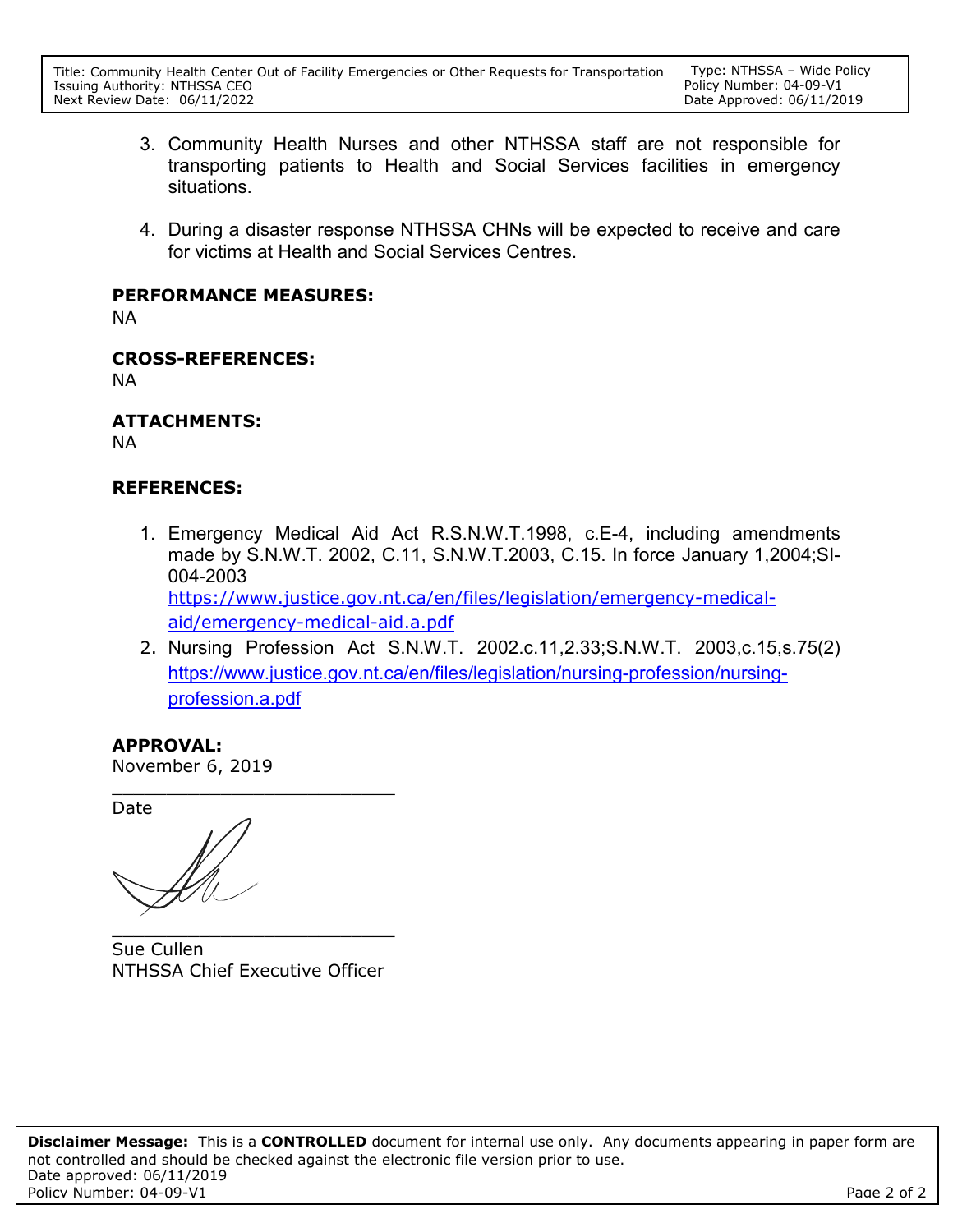3. Community Health Nurses and other NTHSSA staff are not responsible for transporting patients to Health and Social Services facilities in emergency situations.

4. During a disaster response NTHSSA CHNs will be expected to receive and care for victims at Health and Social Services Centres.

**PERFORMANCE MEASURES:**
NA

**CROSS-REFERENCES:**
NA

**ATTACHMENTS:**
NA

**REFERENCES:**

1. Emergency Medical Aid Act R.S.N.W.T.1998, c.E-4, including amendments made by S.N.W.T. 2002, C.11, S.N.W.T.2003, C.15. In force January 1,2004;SI-004-2003
   https://www.justice.gov.nt.ca/en/files/legislation/emergency-medical-aid/emergency-medical-aid.a.pdf
2. Nursing Profession Act S.N.W.T. 2002.c.11,2.33;S.N.W.T. 2003,c.15,s.75(2)
   https://www.justice.gov.nt.ca/en/files/legislation/nursing-profession/nursing-profession.a.pdf

**APPROVAL:**
November 6, 2019
\_\_\_\_\_\_\_\_\_\_\_\_\_\_\_\_\_\_\_\_\_\_\_\_\_
Date

\_\_\_\_\_\_\_\_\_\_\_\_\_\_\_\_\_\_\_\_\_\_\_\_\_
Sue Cullen
NTHSSA Chief Executive Officer

**Disclaimer Message:** This is a **CONTROLLED** document for internal use only. Any documents appearing in paper form are not controlled and should be checked against the electronic file version prior to use.
Date approved: 06/11/2019
Policy Number: 04-09-V1